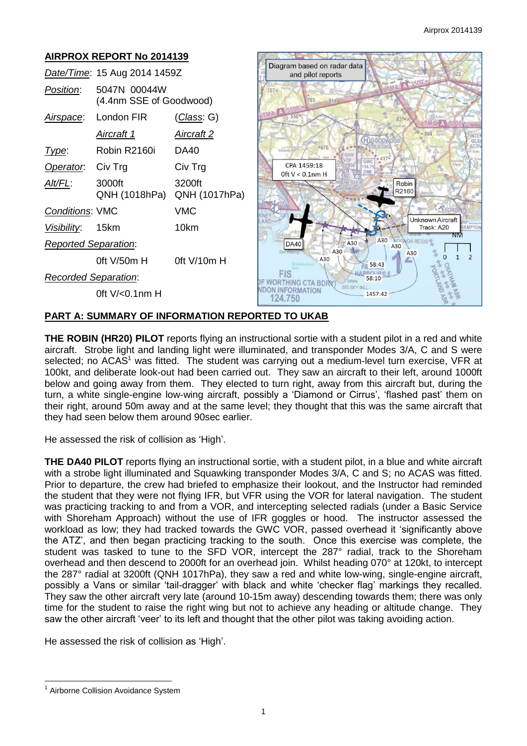## AIRPROX REPORT No 2014139

| | | |
|---|---|---|
| *Date/Time*: | 15 Aug 2014 1459Z | |
| *Position*: | 5047N 00044W (4.4nm SSE of Goodwood) | |
| *Airspace*: | London FIR | (*Class*: G) |
| | *Aircraft 1* | *Aircraft 2* |
| *Type*: | Robin R2160i | DA40 |
| *Operator*: | Civ Trg | Civ Trg |
| *Alt/FL*: | 3000ft QNH (1018hPa) | 3200ft QNH (1017hPa) |
| *Conditions*: | VMC | VMC |
| *Visibility*: | 15km | 10km |
| *Reported Separation*: | | |
| | 0ft V/50m H | 0ft V/10m H |
| *Recorded Separation*: | | |
| | 0ft V/<0.1nm H | |

## PART A: SUMMARY OF INFORMATION REPORTED TO UKAB

**THE ROBIN (HR20) PILOT** reports flying an instructional sortie with a student pilot in a red and white aircraft. Strobe light and landing light were illuminated, and transponder Modes 3/A, C and S were selected; no ACAS[1] was fitted. The student was carrying out a medium-level turn exercise, VFR at 100kt, and deliberate look-out had been carried out. They saw an aircraft to their left, around 1000ft below and going away from them. They elected to turn right, away from this aircraft but, during the turn, a white single-engine low-wing aircraft, possibly a 'Diamond or Cirrus', 'flashed past' them on their right, around 50m away and at the same level; they thought that this was the same aircraft that they had seen below them around 90sec earlier.

He assessed the risk of collision as 'High'.

**THE DA40 PILOT** reports flying an instructional sortie, with a student pilot, in a blue and white aircraft with a strobe light illuminated and Squawking transponder Modes 3/A, C and S; no ACAS was fitted. Prior to departure, the crew had briefed to emphasize their lookout, and the Instructor had reminded the student that they were not flying IFR, but VFR using the VOR for lateral navigation. The student was practicing tracking to and from a VOR, and intercepting selected radials (under a Basic Service with Shoreham Approach) without the use of IFR goggles or hood. The instructor assessed the workload as low; they had tracked towards the GWC VOR, passed overhead it 'significantly above the ATZ', and then began practicing tracking to the south. Once this exercise was complete, the student was tasked to tune to the SFD VOR, intercept the 287° radial, track to the Shoreham overhead and then descend to 2000ft for an overhead join. Whilst heading 070° at 120kt, to intercept the 287° radial at 3200ft (QNH 1017hPa), they saw a red and white low-wing, single-engine aircraft, possibly a Vans or similar 'tail-dragger' with black and white 'checker flag' markings they recalled. They saw the other aircraft very late (around 10-15m away) descending towards them; there was only time for the student to raise the right wing but not to achieve any heading or altitude change. They saw the other aircraft 'veer' to its left and thought that the other pilot was taking avoiding action.

He assessed the risk of collision as 'High'.

[1] Airborne Collision Avoidance System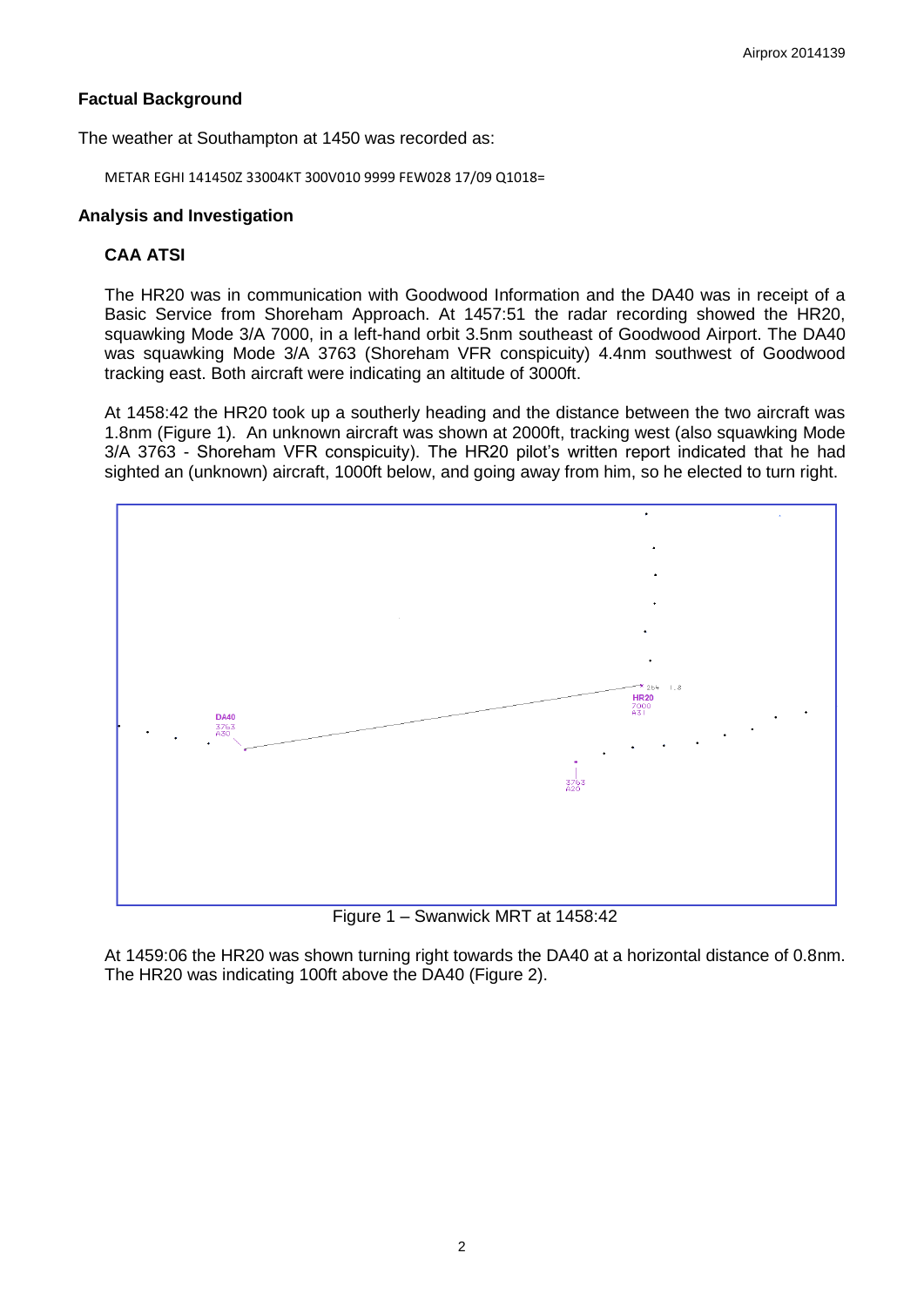## Factual Background

The weather at Southampton at 1450 was recorded as:

```
METAR EGHI 141450Z 33004KT 300V010 9999 FEW028 17/09 Q1018=
```

## Analysis and Investigation

### CAA ATSI

The HR20 was in communication with Goodwood Information and the DA40 was in receipt of a Basic Service from Shoreham Approach. At 1457:51 the radar recording showed the HR20, squawking Mode 3/A 7000, in a left-hand orbit 3.5nm southeast of Goodwood Airport. The DA40 was squawking Mode 3/A 3763 (Shoreham VFR conspicuity) 4.4nm southwest of Goodwood tracking east. Both aircraft were indicating an altitude of 3000ft.

At 1458:42 the HR20 took up a southerly heading and the distance between the two aircraft was 1.8nm (Figure 1). An unknown aircraft was shown at 2000ft, tracking west (also squawking Mode 3/A 3763 - Shoreham VFR conspicuity). The HR20 pilot's written report indicated that he had sighted an (unknown) aircraft, 1000ft below, and going away from him, so he elected to turn right.

Figure 1 – Swanwick MRT at 1458:42

At 1459:06 the HR20 was shown turning right towards the DA40 at a horizontal distance of 0.8nm. The HR20 was indicating 100ft above the DA40 (Figure 2).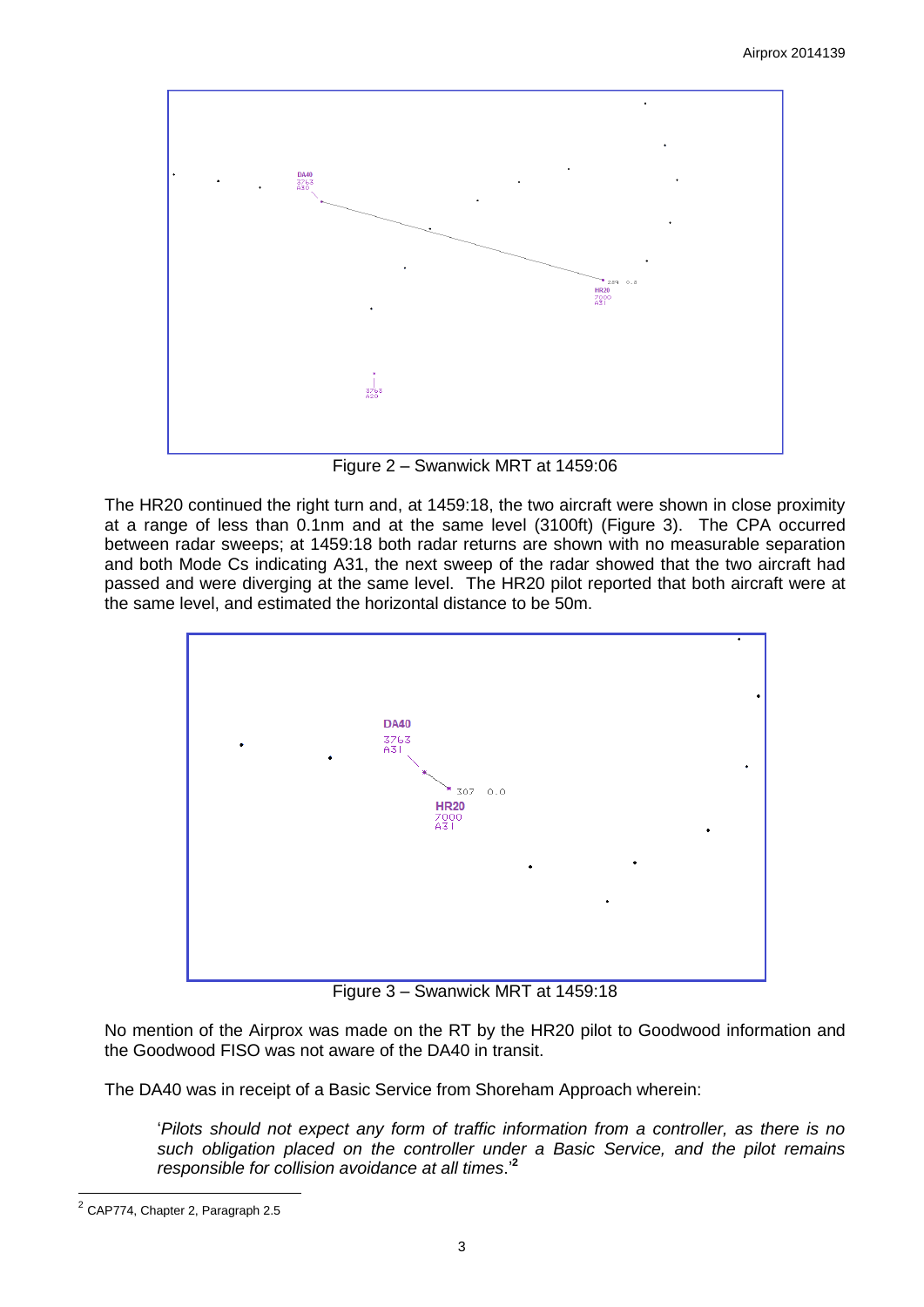Figure 2 – Swanwick MRT at 1459:06

The HR20 continued the right turn and, at 1459:18, the two aircraft were shown in close proximity at a range of less than 0.1nm and at the same level (3100ft) (Figure 3). The CPA occurred between radar sweeps; at 1459:18 both radar returns are shown with no measurable separation and both Mode Cs indicating A31, the next sweep of the radar showed that the two aircraft had passed and were diverging at the same level. The HR20 pilot reported that both aircraft were at the same level, and estimated the horizontal distance to be 50m.

Figure 3 – Swanwick MRT at 1459:18

No mention of the Airprox was made on the RT by the HR20 pilot to Goodwood information and the Goodwood FISO was not aware of the DA40 in transit.

The DA40 was in receipt of a Basic Service from Shoreham Approach wherein:

> '*Pilots should not expect any form of traffic information from a controller, as there is no such obligation placed on the controller under a Basic Service, and the pilot remains responsible for collision avoidance at all times*.'[2]

---

[2] CAP774, Chapter 2, Paragraph 2.5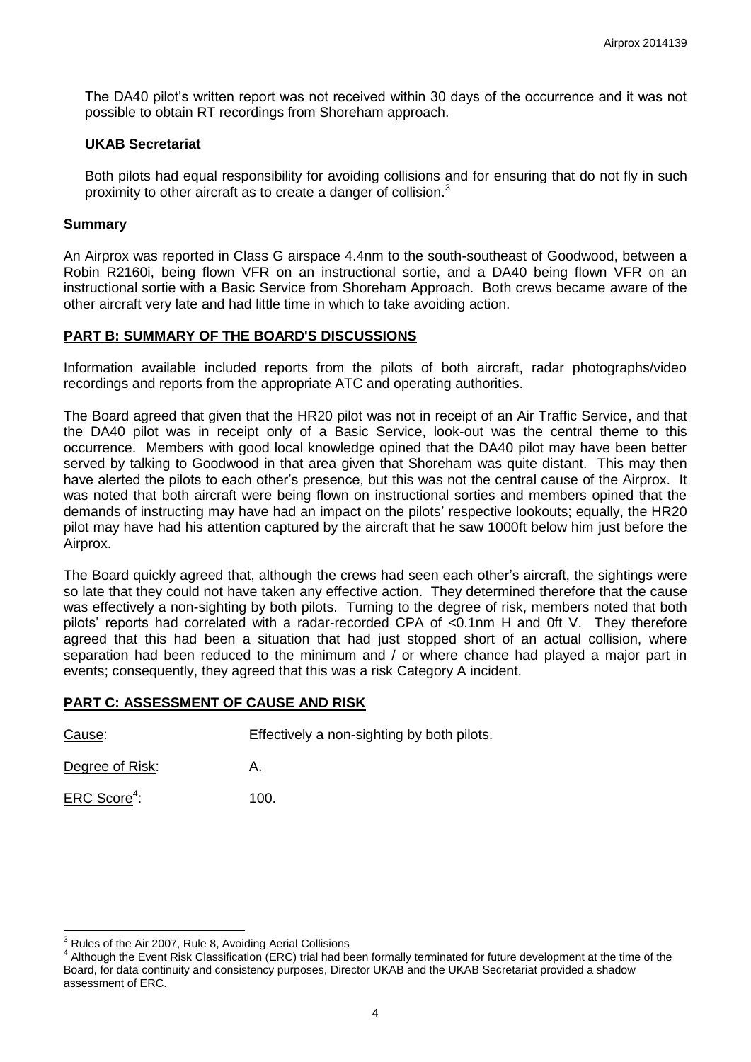The DA40 pilot's written report was not received within 30 days of the occurrence and it was not possible to obtain RT recordings from Shoreham approach.

**UKAB Secretariat**

Both pilots had equal responsibility for avoiding collisions and for ensuring that do not fly in such proximity to other aircraft as to create a danger of collision.[3]

**Summary**

An Airprox was reported in Class G airspace 4.4nm to the south-southeast of Goodwood, between a Robin R2160i, being flown VFR on an instructional sortie, and a DA40 being flown VFR on an instructional sortie with a Basic Service from Shoreham Approach. Both crews became aware of the other aircraft very late and had little time in which to take avoiding action.

## PART B: SUMMARY OF THE BOARD'S DISCUSSIONS

Information available included reports from the pilots of both aircraft, radar photographs/video recordings and reports from the appropriate ATC and operating authorities.

The Board agreed that given that the HR20 pilot was not in receipt of an Air Traffic Service, and that the DA40 pilot was in receipt only of a Basic Service, look-out was the central theme to this occurrence. Members with good local knowledge opined that the DA40 pilot may have been better served by talking to Goodwood in that area given that Shoreham was quite distant. This may then have alerted the pilots to each other's presence, but this was not the central cause of the Airprox. It was noted that both aircraft were being flown on instructional sorties and members opined that the demands of instructing may have had an impact on the pilots' respective lookouts; equally, the HR20 pilot may have had his attention captured by the aircraft that he saw 1000ft below him just before the Airprox.

The Board quickly agreed that, although the crews had seen each other's aircraft, the sightings were so late that they could not have taken any effective action. They determined therefore that the cause was effectively a non-sighting by both pilots. Turning to the degree of risk, members noted that both pilots' reports had correlated with a radar-recorded CPA of <0.1nm H and 0ft V. They therefore agreed that this had been a situation that had just stopped short of an actual collision, where separation had been reduced to the minimum and / or where chance had played a major part in events; consequently, they agreed that this was a risk Category A incident.

## PART C: ASSESSMENT OF CAUSE AND RISK

Cause: Effectively a non-sighting by both pilots.

Degree of Risk: A.

ERC Score[4]: 100.

---

[3] Rules of the Air 2007, Rule 8, Avoiding Aerial Collisions

[4] Although the Event Risk Classification (ERC) trial had been formally terminated for future development at the time of the Board, for data continuity and consistency purposes, Director UKAB and the UKAB Secretariat provided a shadow assessment of ERC.